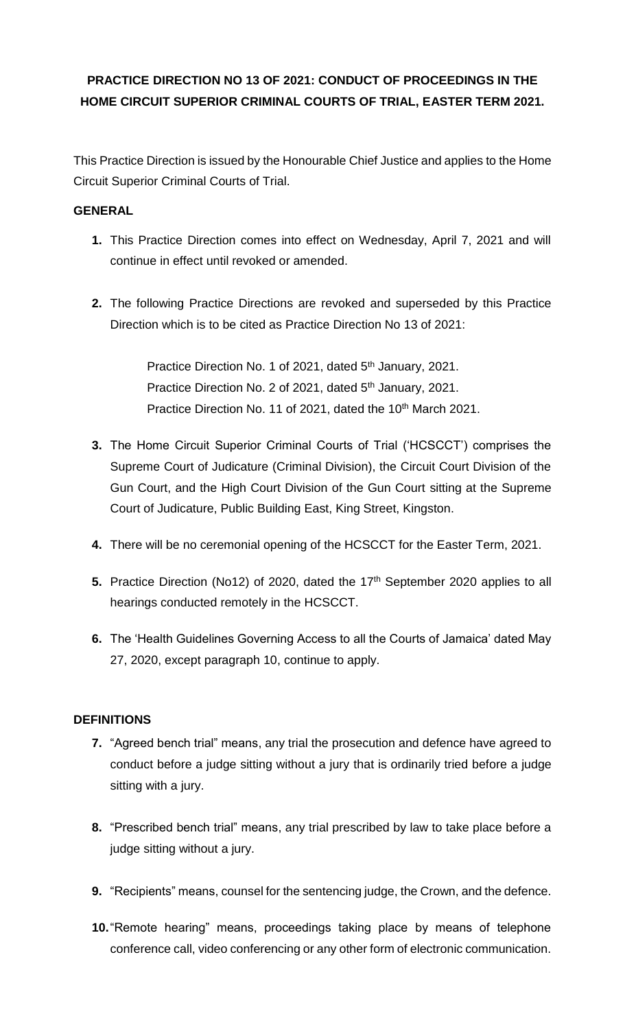# PRACTICE DIRECTION NO 13 OF 2021: CONDUCT OF PROCEEDINGS IN THE HOME CIRCUIT SUPERIOR CRIMINAL COURTS OF TRIAL, EASTER TERM 2021.

This Practice Direction is issued by the Honourable Chief Justice and applies to the Home Circuit Superior Criminal Courts of Trial.

## GENERAL

1. This Practice Direction comes into effect on Wednesday, April 7, 2021 and will continue in effect until revoked or amended.

2. The following Practice Directions are revoked and superseded by this Practice Direction which is to be cited as Practice Direction No 13 of 2021:

   Practice Direction No. 1 of 2021, dated 5th January, 2021.
   Practice Direction No. 2 of 2021, dated 5th January, 2021.
   Practice Direction No. 11 of 2021, dated the 10th March 2021.

3. The Home Circuit Superior Criminal Courts of Trial ('HCSCCT') comprises the Supreme Court of Judicature (Criminal Division), the Circuit Court Division of the Gun Court, and the High Court Division of the Gun Court sitting at the Supreme Court of Judicature, Public Building East, King Street, Kingston.

4. There will be no ceremonial opening of the HCSCCT for the Easter Term, 2021.

5. Practice Direction (No12) of 2020, dated the 17th September 2020 applies to all hearings conducted remotely in the HCSCCT.

6. The 'Health Guidelines Governing Access to all the Courts of Jamaica' dated May 27, 2020, except paragraph 10, continue to apply.

## DEFINITIONS

7. "Agreed bench trial" means, any trial the prosecution and defence have agreed to conduct before a judge sitting without a jury that is ordinarily tried before a judge sitting with a jury.

8. "Prescribed bench trial" means, any trial prescribed by law to take place before a judge sitting without a jury.

9. "Recipients" means, counsel for the sentencing judge, the Crown, and the defence.

10. "Remote hearing" means, proceedings taking place by means of telephone conference call, video conferencing or any other form of electronic communication.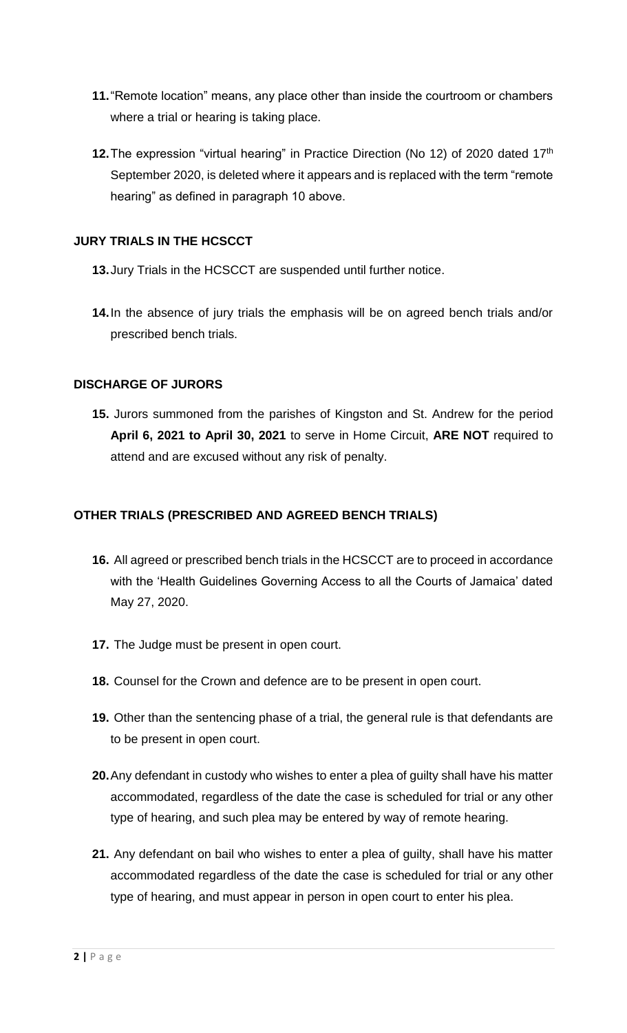11. "Remote location" means, any place other than inside the courtroom or chambers where a trial or hearing is taking place.

12. The expression "virtual hearing" in Practice Direction (No 12) of 2020 dated 17th September 2020, is deleted where it appears and is replaced with the term "remote hearing" as defined in paragraph 10 above.

**JURY TRIALS IN THE HCSCCT**

13. Jury Trials in the HCSCCT are suspended until further notice.

14. In the absence of jury trials the emphasis will be on agreed bench trials and/or prescribed bench trials.

**DISCHARGE OF JURORS**

15. Jurors summoned from the parishes of Kingston and St. Andrew for the period **April 6, 2021 to April 30, 2021** to serve in Home Circuit, **ARE NOT** required to attend and are excused without any risk of penalty.

**OTHER TRIALS (PRESCRIBED AND AGREED BENCH TRIALS)**

16. All agreed or prescribed bench trials in the HCSCCT are to proceed in accordance with the 'Health Guidelines Governing Access to all the Courts of Jamaica' dated May 27, 2020.

17. The Judge must be present in open court.

18. Counsel for the Crown and defence are to be present in open court.

19. Other than the sentencing phase of a trial, the general rule is that defendants are to be present in open court.

20. Any defendant in custody who wishes to enter a plea of guilty shall have his matter accommodated, regardless of the date the case is scheduled for trial or any other type of hearing, and such plea may be entered by way of remote hearing.

21. Any defendant on bail who wishes to enter a plea of guilty, shall have his matter accommodated regardless of the date the case is scheduled for trial or any other type of hearing, and must appear in person in open court to enter his plea.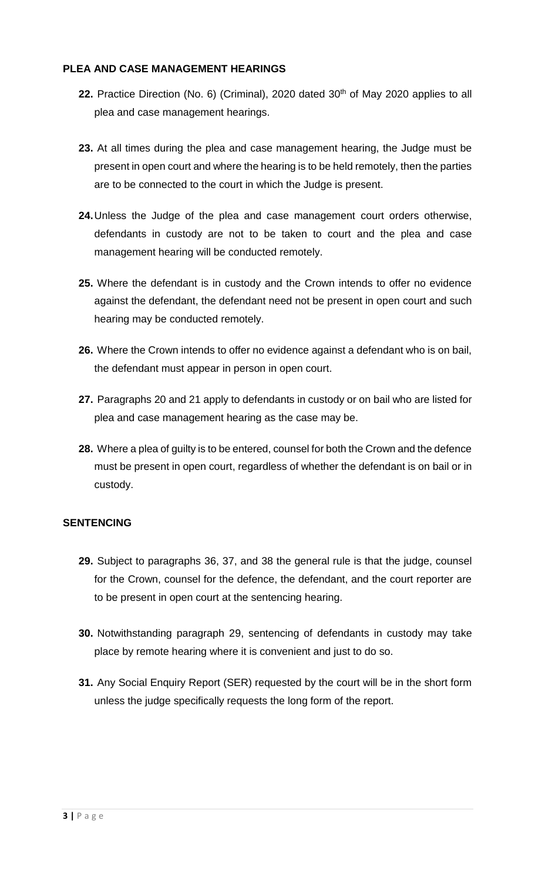**PLEA AND CASE MANAGEMENT HEARINGS**

**22.** Practice Direction (No. 6) (Criminal), 2020 dated 30th of May 2020 applies to all plea and case management hearings.

**23.** At all times during the plea and case management hearing, the Judge must be present in open court and where the hearing is to be held remotely, then the parties are to be connected to the court in which the Judge is present.

**24.** Unless the Judge of the plea and case management court orders otherwise, defendants in custody are not to be taken to court and the plea and case management hearing will be conducted remotely.

**25.** Where the defendant is in custody and the Crown intends to offer no evidence against the defendant, the defendant need not be present in open court and such hearing may be conducted remotely.

**26.** Where the Crown intends to offer no evidence against a defendant who is on bail, the defendant must appear in person in open court.

**27.** Paragraphs 20 and 21 apply to defendants in custody or on bail who are listed for plea and case management hearing as the case may be.

**28.** Where a plea of guilty is to be entered, counsel for both the Crown and the defence must be present in open court, regardless of whether the defendant is on bail or in custody.

**SENTENCING**

**29.** Subject to paragraphs 36, 37, and 38 the general rule is that the judge, counsel for the Crown, counsel for the defence, the defendant, and the court reporter are to be present in open court at the sentencing hearing.

**30.** Notwithstanding paragraph 29, sentencing of defendants in custody may take place by remote hearing where it is convenient and just to do so.

**31.** Any Social Enquiry Report (SER) requested by the court will be in the short form unless the judge specifically requests the long form of the report.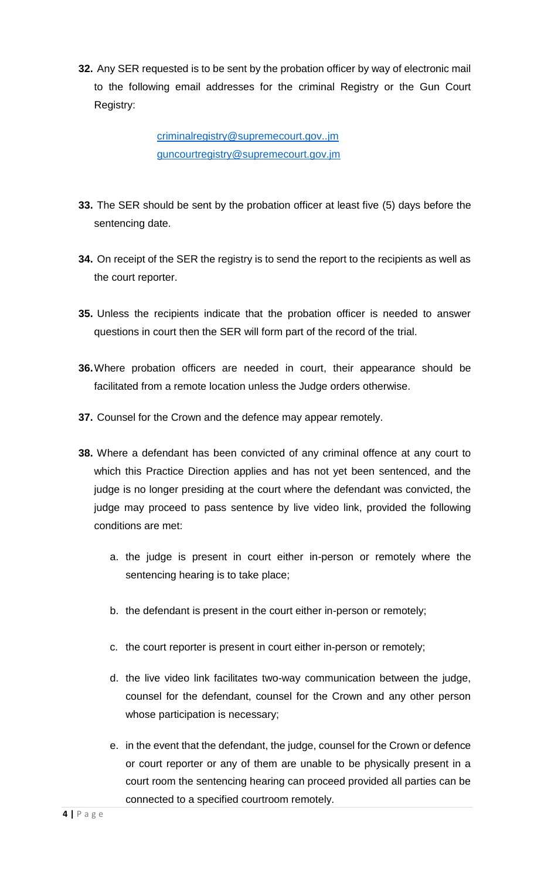**32.** Any SER requested is to be sent by the probation officer by way of electronic mail to the following email addresses for the criminal Registry or the Gun Court Registry:

> criminalregistry@supremecourt.gov..jm
> guncourtregistry@supremecourt.gov.jm

**33.** The SER should be sent by the probation officer at least five (5) days before the sentencing date.

**34.** On receipt of the SER the registry is to send the report to the recipients as well as the court reporter.

**35.** Unless the recipients indicate that the probation officer is needed to answer questions in court then the SER will form part of the record of the trial.

**36.** Where probation officers are needed in court, their appearance should be facilitated from a remote location unless the Judge orders otherwise.

**37.** Counsel for the Crown and the defence may appear remotely.

**38.** Where a defendant has been convicted of any criminal offence at any court to which this Practice Direction applies and has not yet been sentenced, and the judge is no longer presiding at the court where the defendant was convicted, the judge may proceed to pass sentence by live video link, provided the following conditions are met:

a. the judge is present in court either in-person or remotely where the sentencing hearing is to take place;

b. the defendant is present in the court either in-person or remotely;

c. the court reporter is present in court either in-person or remotely;

d. the live video link facilitates two-way communication between the judge, counsel for the defendant, counsel for the Crown and any other person whose participation is necessary;

e. in the event that the defendant, the judge, counsel for the Crown or defence or court reporter or any of them are unable to be physically present in a court room the sentencing hearing can proceed provided all parties can be connected to a specified courtroom remotely.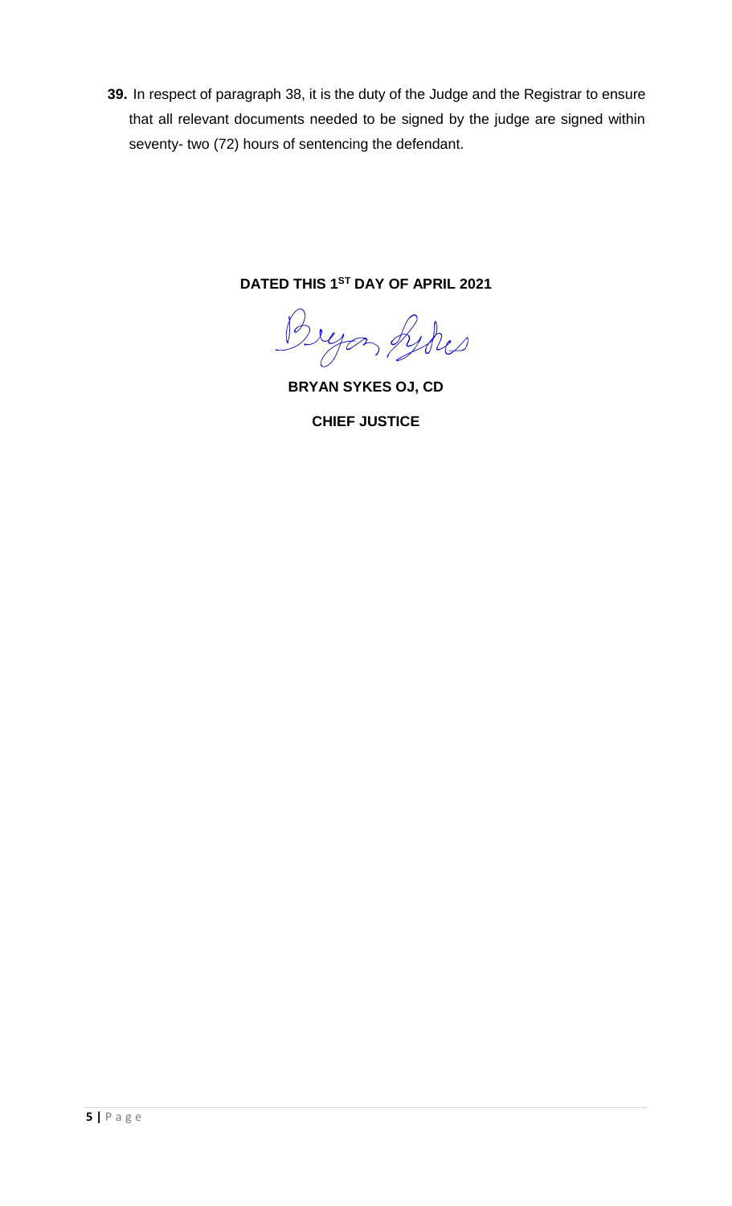**39.** In respect of paragraph 38, it is the duty of the Judge and the Registrar to ensure that all relevant documents needed to be signed by the judge are signed within seventy- two (72) hours of sentencing the defendant.

**DATED THIS 1ST DAY OF APRIL 2021**

**BRYAN SYKES OJ, CD**

**CHIEF JUSTICE**